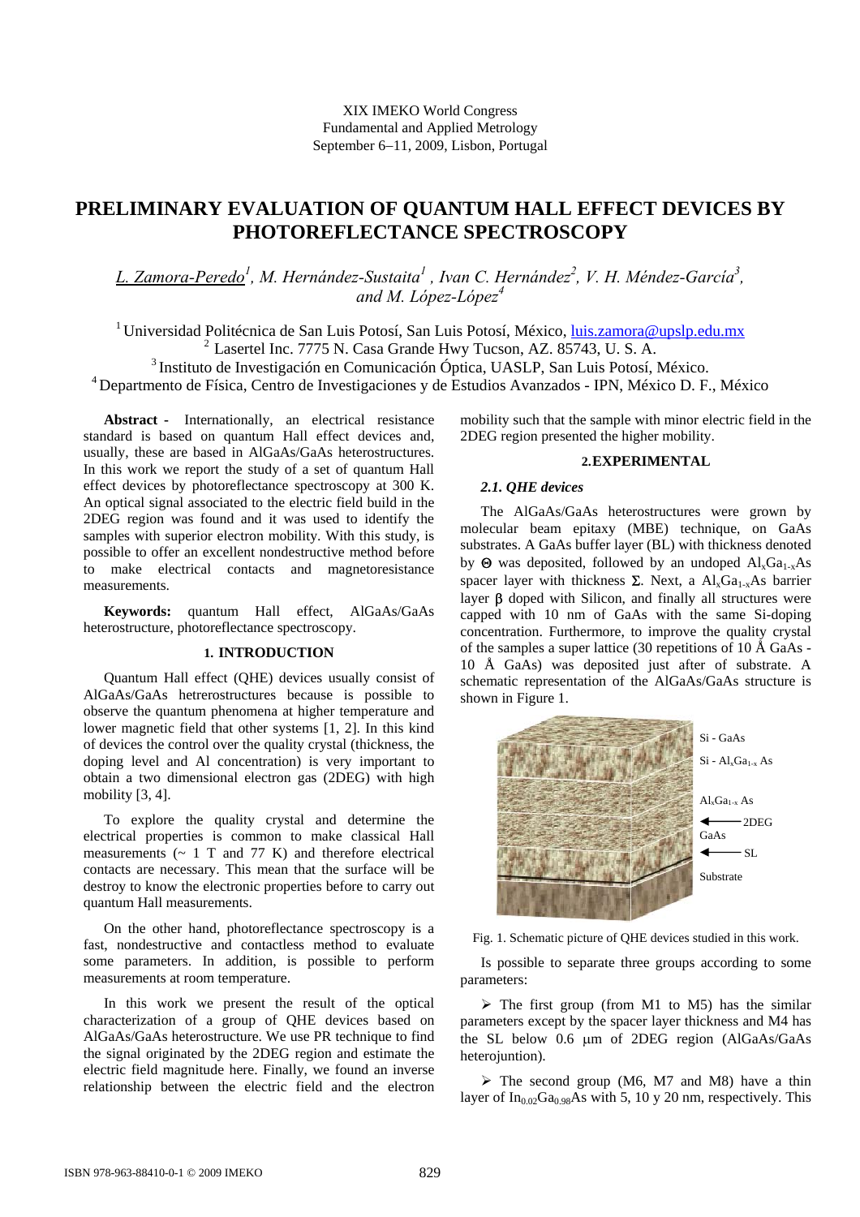XIX IMEKO World Congress
Fundamental and Applied Metrology
September 6−11, 2009, Lisbon, Portugal

# PRELIMINARY EVALUATION OF QUANTUM HALL EFFECT DEVICES BY PHOTOREFLECTANCE SPECTROSCOPY

*L. Zamora-Peredo[1], M. Hernández-Sustaita[1], Ivan C. Hernández[2], V. H. Méndez-García[3], and M. López-López[4]*

[1] Universidad Politécnica de San Luis Potosí, San Luis Potosí, México, luis.zamora@upslp.edu.mx
[2] Lasertel Inc. 7775 N. Casa Grande Hwy Tucson, AZ. 85743, U. S. A.
[3] Instituto de Investigación en Comunicación Óptica, UASLP, San Luis Potosí, México.
[4] Departmento de Física, Centro de Investigaciones y de Estudios Avanzados - IPN, México D. F., México

**Abstract -** Internationally, an electrical resistance standard is based on quantum Hall effect devices and, usually, these are based in AlGaAs/GaAs heterostructures. In this work we report the study of a set of quantum Hall effect devices by photoreflectance spectroscopy at 300 K. An optical signal associated to the electric field build in the 2DEG region was found and it was used to identify the samples with superior electron mobility. With this study, is possible to offer an excellent nondestructive method before to make electrical contacts and magnetoresistance measurements.

**Keywords:** quantum Hall effect, AlGaAs/GaAs heterostructure, photoreflectance spectroscopy.

## 1. INTRODUCTION

Quantum Hall effect (QHE) devices usually consist of AlGaAs/GaAs hetrerostructures because is possible to observe the quantum phenomena at higher temperature and lower magnetic field that other systems [1, 2]. In this kind of devices the control over the quality crystal (thickness, the doping level and Al concentration) is very important to obtain a two dimensional electron gas (2DEG) with high mobility [3, 4].

To explore the quality crystal and determine the electrical properties is common to make classical Hall measurements (~ 1 T and 77 K) and therefore electrical contacts are necessary. This mean that the surface will be destroy to know the electronic properties before to carry out quantum Hall measurements.

On the other hand, photoreflectance spectroscopy is a fast, nondestructive and contactless method to evaluate some parameters. In addition, is possible to perform measurements at room temperature.

In this work we present the result of the optical characterization of a group of QHE devices based on AlGaAs/GaAs heterostructure. We use PR technique to find the signal originated by the 2DEG region and estimate the electric field magnitude here. Finally, we found an inverse relationship between the electric field and the electron mobility such that the sample with minor electric field in the 2DEG region presented the higher mobility.

## 2. EXPERIMENTAL

### *2.1. QHE devices*

The AlGaAs/GaAs heterostructures were grown by molecular beam epitaxy (MBE) technique, on GaAs substrates. A GaAs buffer layer (BL) with thickness denoted by $\Theta$ was deposited, followed by an undoped $Al_xGa_{1-x}As$ spacer layer with thickness $\Sigma$. Next, a $Al_xGa_{1-x}As$ barrier layer $\beta$ doped with Silicon, and finally all structures were capped with 10 nm of GaAs with the same Si-doping concentration. Furthermore, to improve the quality crystal of the samples a super lattice (30 repetitions of 10 Å GaAs - 10 Å GaAs) was deposited just after of substrate. A schematic representation of the AlGaAs/GaAs structure is shown in Figure 1.

Si - GaAs
Si - $Al_xGa_{1-x}$ As
$Al_xGa_{1-x}$ As
2DEG
GaAs
SL
Substrate

Fig. 1. Schematic picture of QHE devices studied in this work.

Is possible to separate three groups according to some parameters:

- The first group (from M1 to M5) has the similar parameters except by the spacer layer thickness and M4 has the SL below 0.6 μm of 2DEG region (AlGaAs/GaAs heterojuntion).
- The second group (M6, M7 and M8) have a thin layer of $In_{0.02}Ga_{0.98}As$ with 5, 10 y 20 nm, respectively. This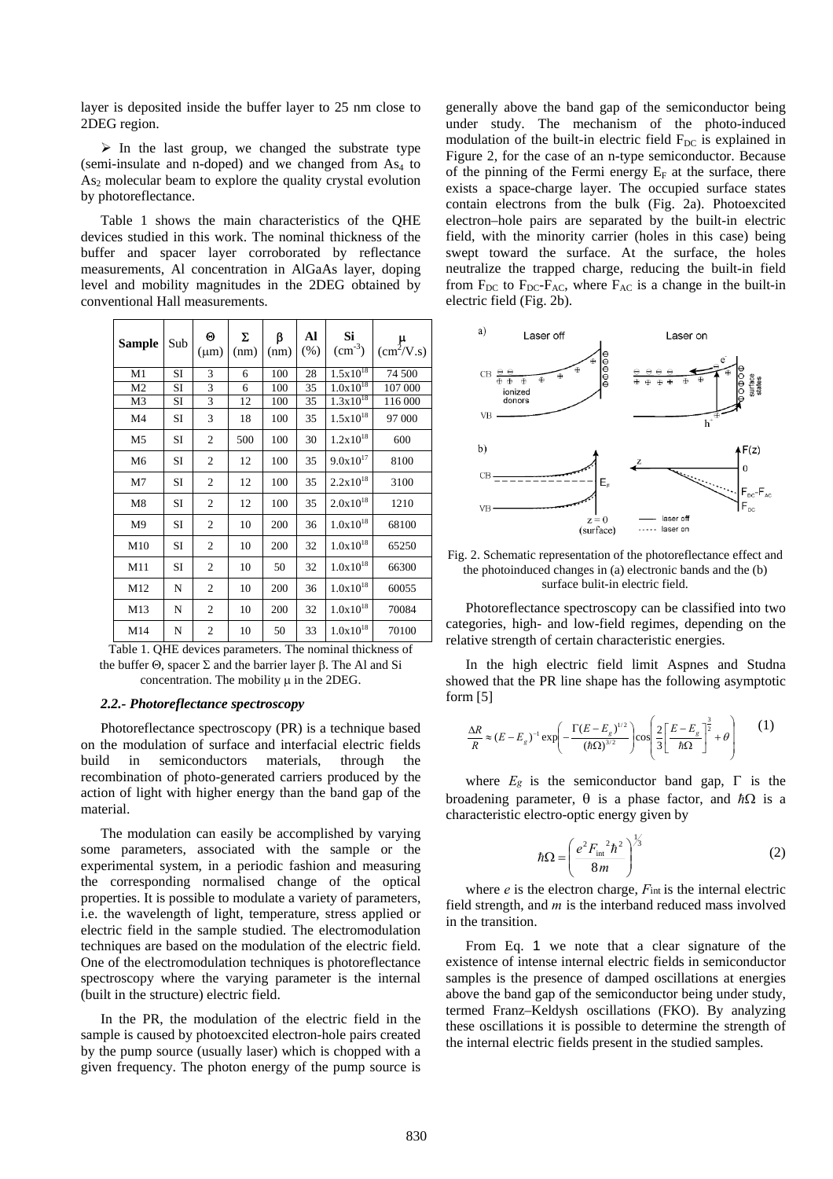layer is deposited inside the buffer layer to 25 nm close to 2DEG region.

- In the last group, we changed the substrate type (semi-insulate and n-doped) and we changed from $As_4$ to $As_2$ molecular beam to explore the quality crystal evolution by photoreflectance.

Table 1 shows the main characteristics of the QHE devices studied in this work. The nominal thickness of the buffer and spacer layer corroborated by reflectance measurements, Al concentration in AlGaAs layer, doping level and mobility magnitudes in the 2DEG obtained by conventional Hall measurements.

| Sample | Sub | Θ (μm) | Σ (nm) | β (nm) | Al (%) | Si (cm$^{-3}$) | μ (cm$^2$/V.s) |
|---|---|---|---|---|---|---|---|
| M1 | SI | 3 | 6 | 100 | 28 | $1.5x10^{18}$ | 74 500 |
| M2 | SI | 3 | 6 | 100 | 35 | $1.0x10^{18}$ | 107 000 |
| M3 | SI | 3 | 12 | 100 | 35 | $1.3x10^{18}$ | 116 000 |
| M4 | SI | 3 | 18 | 100 | 35 | $1.5x10^{18}$ | 97 000 |
| M5 | SI | 2 | 500 | 100 | 30 | $1.2x10^{18}$ | 600 |
| M6 | SI | 2 | 12 | 100 | 35 | $9.0x10^{17}$ | 8100 |
| M7 | SI | 2 | 12 | 100 | 35 | $2.2x10^{18}$ | 3100 |
| M8 | SI | 2 | 12 | 100 | 35 | $2.0x10^{18}$ | 1210 |
| M9 | SI | 2 | 10 | 200 | 36 | $1.0x10^{18}$ | 68100 |
| M10 | SI | 2 | 10 | 200 | 32 | $1.0x10^{18}$ | 65250 |
| M11 | SI | 2 | 10 | 50 | 32 | $1.0x10^{18}$ | 66300 |
| M12 | N | 2 | 10 | 200 | 36 | $1.0x10^{18}$ | 60055 |
| M13 | N | 2 | 10 | 200 | 32 | $1.0x10^{18}$ | 70084 |
| M14 | N | 2 | 10 | 50 | 33 | $1.0x10^{18}$ | 70100 |

Table 1. QHE devices parameters. The nominal thickness of the buffer Θ, spacer Σ and the barrier layer β. The Al and Si concentration. The mobility μ in the 2DEG.

### *2.2.- Photoreflectance spectroscopy*

Photoreflectance spectroscopy (PR) is a technique based on the modulation of surface and interfacial electric fields build in semiconductors materials, through the recombination of photo-generated carriers produced by the action of light with higher energy than the band gap of the material.

The modulation can easily be accomplished by varying some parameters, associated with the sample or the experimental system, in a periodic fashion and measuring the corresponding normalised change of the optical properties. It is possible to modulate a variety of parameters, i.e. the wavelength of light, temperature, stress applied or electric field in the sample studied. The electromodulation techniques are based on the modulation of the electric field. One of the electromodulation techniques is photoreflectance spectroscopy where the varying parameter is the internal (built in the structure) electric field.

In the PR, the modulation of the electric field in the sample is caused by photoexcited electron-hole pairs created by the pump source (usually laser) which is chopped with a given frequency. The photon energy of the pump source is generally above the band gap of the semiconductor being under study. The mechanism of the photo-induced modulation of the built-in electric field $F_{DC}$ is explained in Figure 2, for the case of an n-type semiconductor. Because of the pinning of the Fermi energy $E_F$ at the surface, there exists a space-charge layer. The occupied surface states contain electrons from the bulk (Fig. 2a). Photoexcited electron–hole pairs are separated by the built-in electric field, with the minority carrier (holes in this case) being swept toward the surface. At the surface, the holes neutralize the trapped charge, reducing the built-in field from $F_{DC}$ to $F_{DC}$-$F_{AC}$, where $F_{AC}$ is a change in the built-in electric field (Fig. 2b).

Fig. 2. Schematic representation of the photoreflectance effect and the photoinduced changes in (a) electronic bands and the (b) surface bulit-in electric field.

Photoreflectance spectroscopy can be classified into two categories, high- and low-field regimes, depending on the relative strength of certain characteristic energies.

In the high electric field limit Aspnes and Studna showed that the PR line shape has the following asymptotic form [5]

$$\frac{\Delta R}{R} \approx (E-E_g)^{-1} \exp\left(-\frac{\Gamma(E-E_g)^{1/2}}{(\hbar\Omega)^{3/2}}\right)\cos\left(\frac{2}{3}\left[\frac{E-E_g}{\hbar\Omega}\right]^{\frac{3}{2}}+\theta\right) \quad (1)$$

where $E_g$ is the semiconductor band gap, Γ is the broadening parameter, θ is a phase factor, and $\hbar\Omega$ is a characteristic electro-optic energy given by

$$\hbar\Omega = \left(\frac{e^2 F_{\rm int}{}^2 \hbar^2}{8m}\right)^{1/3} \quad (2)$$

where $e$ is the electron charge, $F_{\rm int}$ is the internal electric field strength, and $m$ is the interband reduced mass involved in the transition.

From Eq. 1 we note that a clear signature of the existence of intense internal electric fields in semiconductor samples is the presence of damped oscillations at energies above the band gap of the semiconductor being under study, termed Franz–Keldysh oscillations (FKO). By analyzing these oscillations it is possible to determine the strength of the internal electric fields present in the studied samples.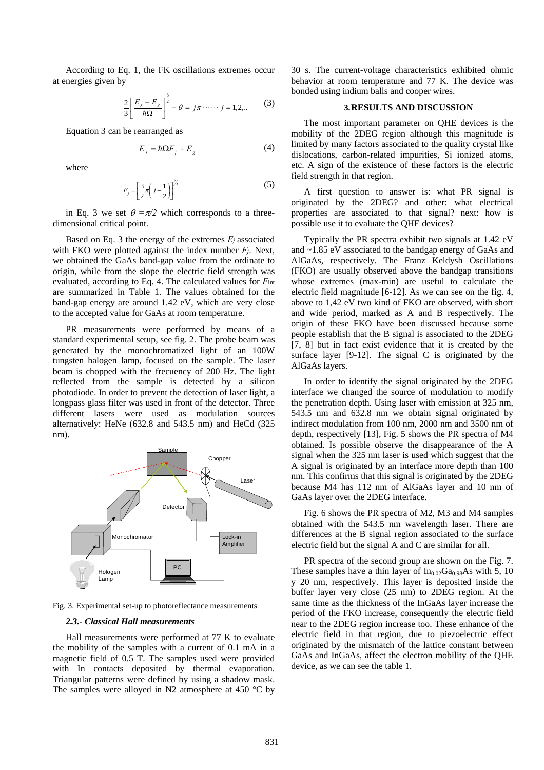According to Eq. 1, the FK oscillations extremes occur at energies given by

$$\frac{2}{3}\left[\frac{E_j - E_g}{\hbar\Omega}\right]^{\frac{3}{2}} + \theta = j\pi \cdots\cdots j = 1,2,.. \quad (3)$$

Equation 3 can be rearranged as

$$E_j = \hbar\Omega F_j + E_g \quad (4)$$

where

$$F_j = \left[\frac{3}{2}\pi\left(j - \frac{1}{2}\right)\right]^{2/3} \quad (5)$$

in Eq. 3 we set $\theta = \pi/2$ which corresponds to a three-dimensional critical point.

Based on Eq. 3 the energy of the extremes $E_j$ associated with FKO were plotted against the index number $F_j$. Next, we obtained the GaAs band-gap value from the ordinate to origin, while from the slope the electric field strength was evaluated, according to Eq. 4. The calculated values for $F_{int}$ are summarized in Table 1. The values obtained for the band-gap energy are around 1.42 eV, which are very close to the accepted value for GaAs at room temperature.

PR measurements were performed by means of a standard experimental setup, see fig. 2. The probe beam was generated by the monochromatized light of an 100W tungsten halogen lamp, focused on the sample. The laser beam is chopped with the frecuency of 200 Hz. The light reflected from the sample is detected by a silicon photodiode. In order to prevent the detection of laser light, a longpass glass filter was used in front of the detector. Three different lasers were used as modulation sources alternatively: HeNe (632.8 and 543.5 nm) and HeCd (325 nm).

Fig. 3. Experimental set-up to photoreflectance measurements.

### *2.3.- Classical Hall measurements*

Hall measurements were performed at 77 K to evaluate the mobility of the samples with a current of 0.1 mA in a magnetic field of 0.5 T. The samples used were provided with In contacts deposited by thermal evaporation. Triangular patterns were defined by using a shadow mask. The samples were alloyed in N2 atmosphere at 450 °C by 30 s. The current-voltage characteristics exhibited ohmic behavior at room temperature and 77 K. The device was bonded using indium balls and cooper wires.

## 3. RESULTS AND DISCUSSION

The most important parameter on QHE devices is the mobility of the 2DEG region although this magnitude is limited by many factors associated to the quality crystal like dislocations, carbon-related impurities, Si ionized atoms, etc. A sign of the existence of these factors is the electric field strength in that region.

A first question to answer is: what PR signal is originated by the 2DEG? and other: what electrical properties are associated to that signal? next: how is possible use it to evaluate the QHE devices?

Typically the PR spectra exhibit two signals at 1.42 eV and ~1.85 eV associated to the bandgap energy of GaAs and AlGaAs, respectively. The Franz Keldysh Oscillations (FKO) are usually observed above the bandgap transitions whose extremes (max-min) are useful to calculate the electric field magnitude [6-12]. As we can see on the fig. 4, above to 1,42 eV two kind of FKO are observed, with short and wide period, marked as A and B respectively. The origin of these FKO have been discussed because some people establish that the B signal is associated to the 2DEG [7, 8] but in fact exist evidence that it is created by the surface layer [9-12]. The signal C is originated by the AlGaAs layers.

In order to identify the signal originated by the 2DEG interface we changed the source of modulation to modify the penetration depth. Using laser with emission at 325 nm, 543.5 nm and 632.8 nm we obtain signal originated by indirect modulation from 100 nm, 2000 nm and 3500 nm of depth, respectively [13], Fig. 5 shows the PR spectra of M4 obtained. Is possible observe the disappearance of the A signal when the 325 nm laser is used which suggest that the A signal is originated by an interface more depth than 100 nm. This confirms that this signal is originated by the 2DEG because M4 has 112 nm of AlGaAs layer and 10 nm of GaAs layer over the 2DEG interface.

Fig. 6 shows the PR spectra of M2, M3 and M4 samples obtained with the 543.5 nm wavelength laser. There are differences at the B signal region associated to the surface electric field but the signal A and C are similar for all.

PR spectra of the second group are shown on the Fig. 7. These samples have a thin layer of $In_{0.02}Ga_{0.98}As$ with 5, 10 y 20 nm, respectively. This layer is deposited inside the buffer layer very close (25 nm) to 2DEG region. At the same time as the thickness of the InGaAs layer increase the period of the FKO increase, consequently the electric field near to the 2DEG region increase too. These enhance of the electric field in that region, due to piezoelectric effect originated by the mismatch of the lattice constant between GaAs and InGaAs, affect the electron mobility of the QHE device, as we can see the table 1.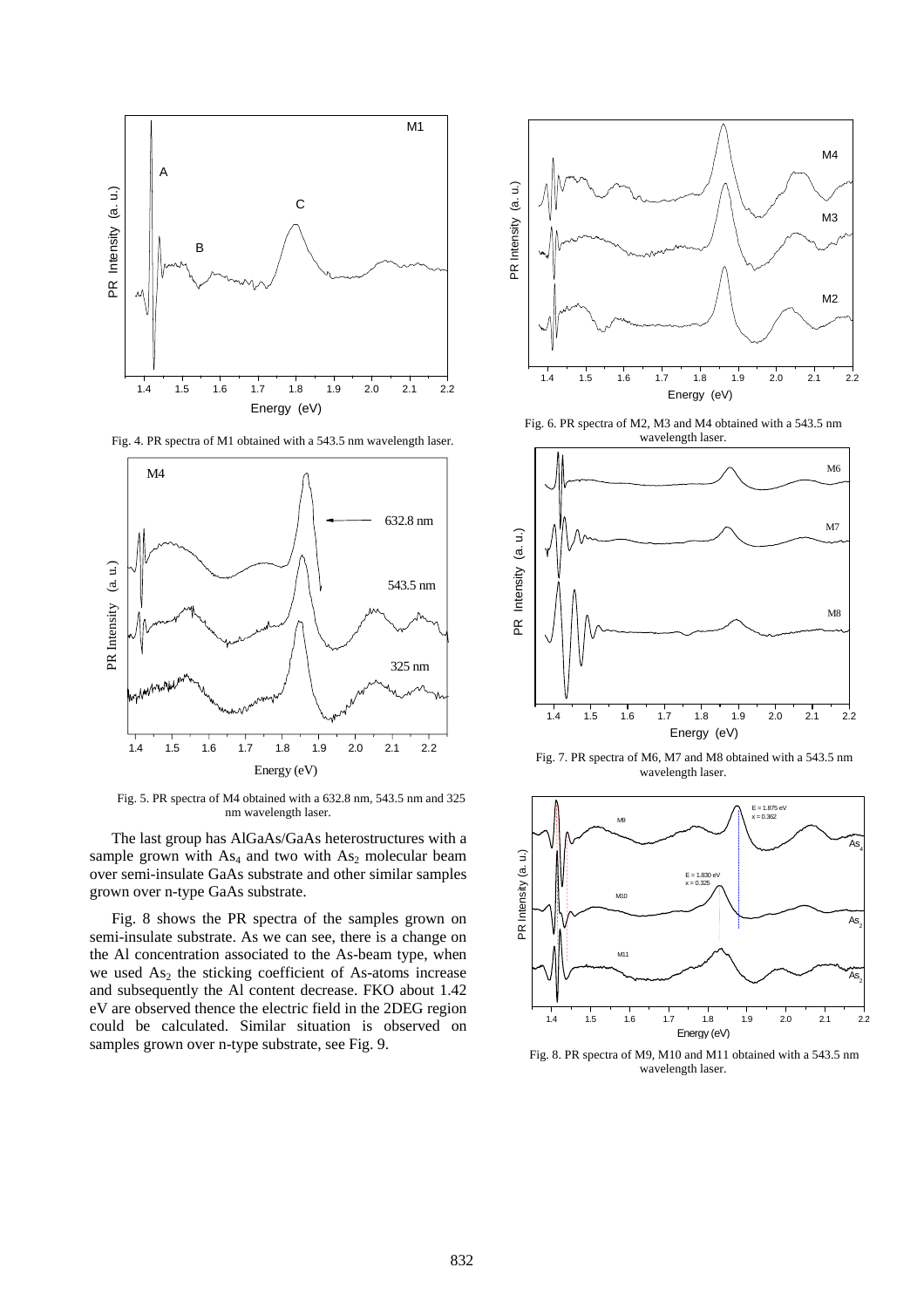Fig. 4. PR spectra of M1 obtained with a 543.5 nm wavelength laser.

Fig. 5. PR spectra of M4 obtained with a 632.8 nm, 543.5 nm and 325 nm wavelength laser.

The last group has AlGaAs/GaAs heterostructures with a sample grown with $As_4$ and two with $As_2$ molecular beam over semi-insulate GaAs substrate and other similar samples grown over n-type GaAs substrate.

Fig. 8 shows the PR spectra of the samples grown on semi-insulate substrate. As we can see, there is a change on the Al concentration associated to the As-beam type, when we used $As_2$ the sticking coefficient of As-atoms increase and subsequently the Al content decrease. FKO about 1.42 eV are observed thence the electric field in the 2DEG region could be calculated. Similar situation is observed on samples grown over n-type substrate, see Fig. 9.

Fig. 6. PR spectra of M2, M3 and M4 obtained with a 543.5 nm wavelength laser.

Fig. 7. PR spectra of M6, M7 and M8 obtained with a 543.5 nm wavelength laser.

Fig. 8. PR spectra of M9, M10 and M11 obtained with a 543.5 nm wavelength laser.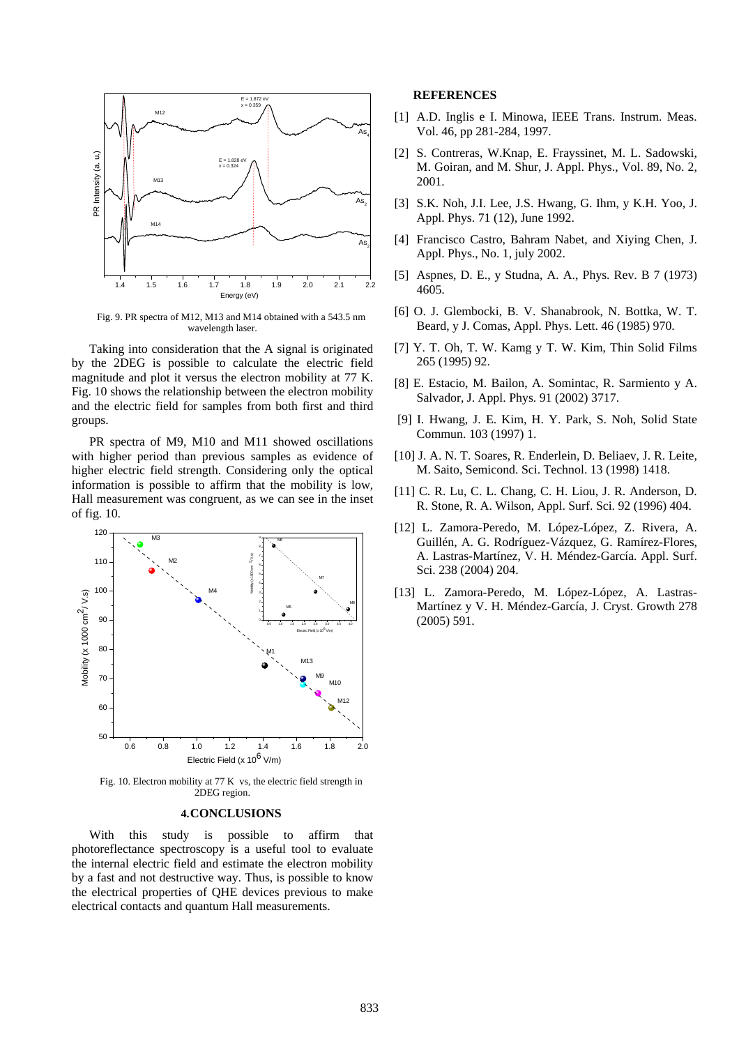M12

E = 1.872 eV
x = 0.359

As4

E = 1.828 eV
x = 0.324

M13

As2

M14

As2

PR Intensity (a. u.)

1.4 1.5 1.6 1.7 1.8 1.9 2.0 2.1 2.2

Energy (eV)

Fig. 9. PR spectra of M12, M13 and M14 obtained with a 543.5 nm wavelength laser.

Taking into consideration that the A signal is originated by the 2DEG is possible to calculate the electric field magnitude and plot it versus the electron mobility at 77 K. Fig. 10 shows the relationship between the electron mobility and the electric field for samples from both first and third groups.

PR spectra of M9, M10 and M11 showed oscillations with higher period than previous samples as evidence of higher electric field strength. Considering only the optical information is possible to affirm that the mobility is low, Hall measurement was congruent, as we can see in the inset of fig. 10.

M3
M2
M4
M1
M13
M9
M10
M12

Mobility (x 1000 cm$^2$/ V.s)

120 110 100 90 80 70 60 50

0.6 0.8 1.0 1.2 1.4 1.6 1.8 2.0

Electric Field (x 10$^6$ V/m)

M6
M7
M5
M8

Fig. 10. Electron mobility at 77 K vs, the electric field strength in 2DEG region.

## 4. CONCLUSIONS

With this study is possible to affirm that photoreflectance spectroscopy is a useful tool to evaluate the internal electric field and estimate the electron mobility by a fast and not destructive way. Thus, is possible to know the electrical properties of QHE devices previous to make electrical contacts and quantum Hall measurements.

## REFERENCES

[1] A.D. Inglis e I. Minowa, IEEE Trans. Instrum. Meas. Vol. 46, pp 281-284, 1997.

[2] S. Contreras, W.Knap, E. Frayssinet, M. L. Sadowski, M. Goiran, and M. Shur, J. Appl. Phys., Vol. 89, No. 2, 2001.

[3] S.K. Noh, J.I. Lee, J.S. Hwang, G. Ihm, y K.H. Yoo, J. Appl. Phys. 71 (12), June 1992.

[4] Francisco Castro, Bahram Nabet, and Xiying Chen, J. Appl. Phys., No. 1, july 2002.

[5] Aspnes, D. E., y Studna, A. A., Phys. Rev. B 7 (1973) 4605.

[6] O. J. Glembocki, B. V. Shanabrook, N. Bottka, W. T. Beard, y J. Comas, Appl. Phys. Lett. 46 (1985) 970.

[7] Y. T. Oh, T. W. Kamg y T. W. Kim, Thin Solid Films 265 (1995) 92.

[8] E. Estacio, M. Bailon, A. Somintac, R. Sarmiento y A. Salvador, J. Appl. Phys. 91 (2002) 3717.

[9] I. Hwang, J. E. Kim, H. Y. Park, S. Noh, Solid State Commun. 103 (1997) 1.

[10] J. A. N. T. Soares, R. Enderlein, D. Beliaev, J. R. Leite, M. Saito, Semicond. Sci. Technol. 13 (1998) 1418.

[11] C. R. Lu, C. L. Chang, C. H. Liou, J. R. Anderson, D. R. Stone, R. A. Wilson, Appl. Surf. Sci. 92 (1996) 404.

[12] L. Zamora-Peredo, M. López-López, Z. Rivera, A. Guillén, A. G. Rodríguez-Vázquez, G. Ramírez-Flores, A. Lastras-Martínez, V. H. Méndez-García. Appl. Surf. Sci. 238 (2004) 204.

[13] L. Zamora-Peredo, M. López-López, A. Lastras-Martínez y V. H. Méndez-García, J. Cryst. Growth 278 (2005) 591.